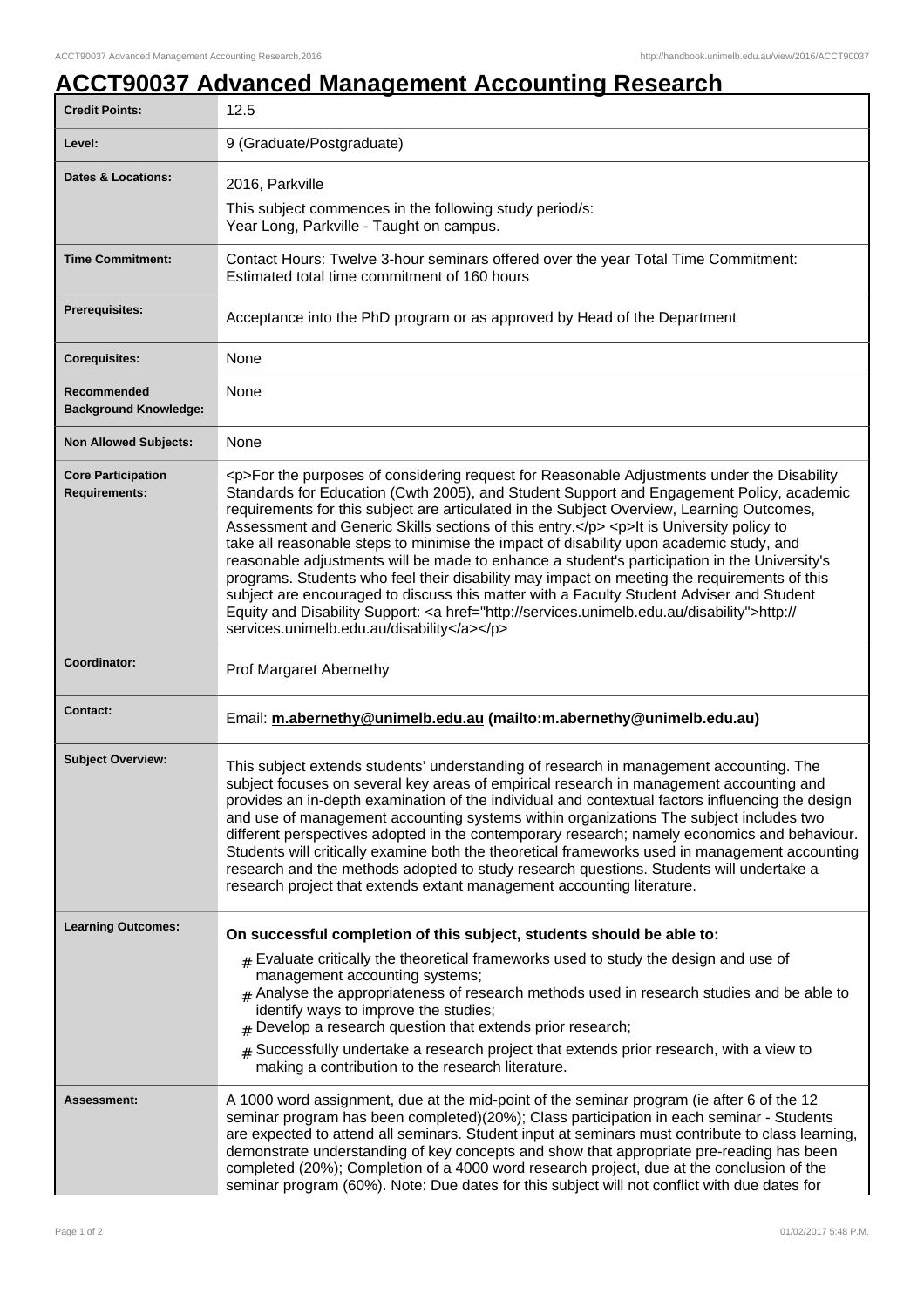# ACCT90037 Advanced Management Accounting Research

| | |
|---|---|
| **Credit Points:** | 12.5 |
| **Level:** | 9 (Graduate/Postgraduate) |
| **Dates & Locations:** | 2016, Parkville<br>This subject commences in the following study period/s:<br>Year Long, Parkville - Taught on campus. |
| **Time Commitment:** | Contact Hours: Twelve 3-hour seminars offered over the year Total Time Commitment: Estimated total time commitment of 160 hours |
| **Prerequisites:** | Acceptance into the PhD program or as approved by Head of the Department |
| **Corequisites:** | None |
| **Recommended Background Knowledge:** | None |
| **Non Allowed Subjects:** | None |
| **Core Participation Requirements:** | <p>For the purposes of considering request for Reasonable Adjustments under the Disability Standards for Education (Cwth 2005), and Student Support and Engagement Policy, academic requirements for this subject are articulated in the Subject Overview, Learning Outcomes, Assessment and Generic Skills sections of this entry.</p> <p>It is University policy to take all reasonable steps to minimise the impact of disability upon academic study, and reasonable adjustments will be made to enhance a student's participation in the University's programs. Students who feel their disability may impact on meeting the requirements of this subject are encouraged to discuss this matter with a Faculty Student Adviser and Student Equity and Disability Support: <a href="http://services.unimelb.edu.au/disability">http://services.unimelb.edu.au/disability</a></p> |
| **Coordinator:** | Prof Margaret Abernethy |
| **Contact:** | Email: **m.abernethy@unimelb.edu.au (mailto:m.abernethy@unimelb.edu.au)** |
| **Subject Overview:** | This subject extends students' understanding of research in management accounting. The subject focuses on several key areas of empirical research in management accounting and provides an in-depth examination of the individual and contextual factors influencing the design and use of management accounting systems within organizations The subject includes two different perspectives adopted in the contemporary research; namely economics and behaviour. Students will critically examine both the theoretical frameworks used in management accounting research and the methods adopted to study research questions. Students will undertake a research project that extends extant management accounting literature. |
| **Learning Outcomes:** | **On successful completion of this subject, students should be able to:**<br># Evaluate critically the theoretical frameworks used to study the design and use of management accounting systems;<br># Analyse the appropriateness of research methods used in research studies and be able to identify ways to improve the studies;<br># Develop a research question that extends prior research;<br># Successfully undertake a research project that extends prior research, with a view to making a contribution to the research literature. |
| **Assessment:** | A 1000 word assignment, due at the mid-point of the seminar program (ie after 6 of the 12 seminar program has been completed)(20%); Class participation in each seminar - Students are expected to attend all seminars. Student input at seminars must contribute to class learning, demonstrate understanding of key concepts and show that appropriate pre-reading has been completed (20%); Completion of a 4000 word research project, due at the conclusion of the seminar program (60%). Note: Due dates for this subject will not conflict with due dates for |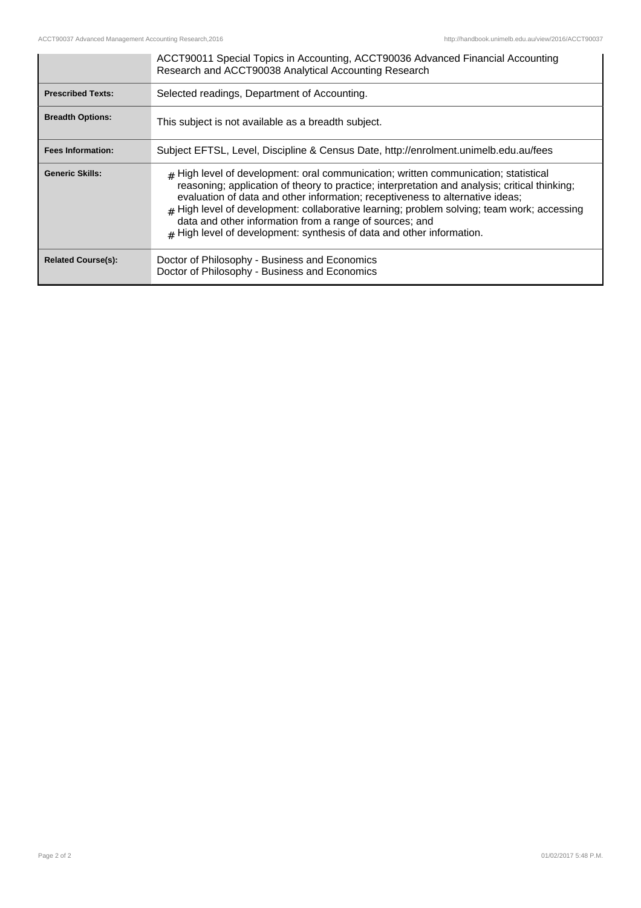| | |
|---|---|
| | ACCT90011 Special Topics in Accounting, ACCT90036 Advanced Financial Accounting Research and ACCT90038 Analytical Accounting Research |
| **Prescribed Texts:** | Selected readings, Department of Accounting. |
| **Breadth Options:** | This subject is not available as a breadth subject. |
| **Fees Information:** | Subject EFTSL, Level, Discipline & Census Date, http://enrolment.unimelb.edu.au/fees |
| **Generic Skills:** | # High level of development: oral communication; written communication; statistical reasoning; application of theory to practice; interpretation and analysis; critical thinking; evaluation of data and other information; receptiveness to alternative ideas; # High level of development: collaborative learning; problem solving; team work; accessing data and other information from a range of sources; and # High level of development: synthesis of data and other information. |
| **Related Course(s):** | Doctor of Philosophy - Business and Economics Doctor of Philosophy - Business and Economics |